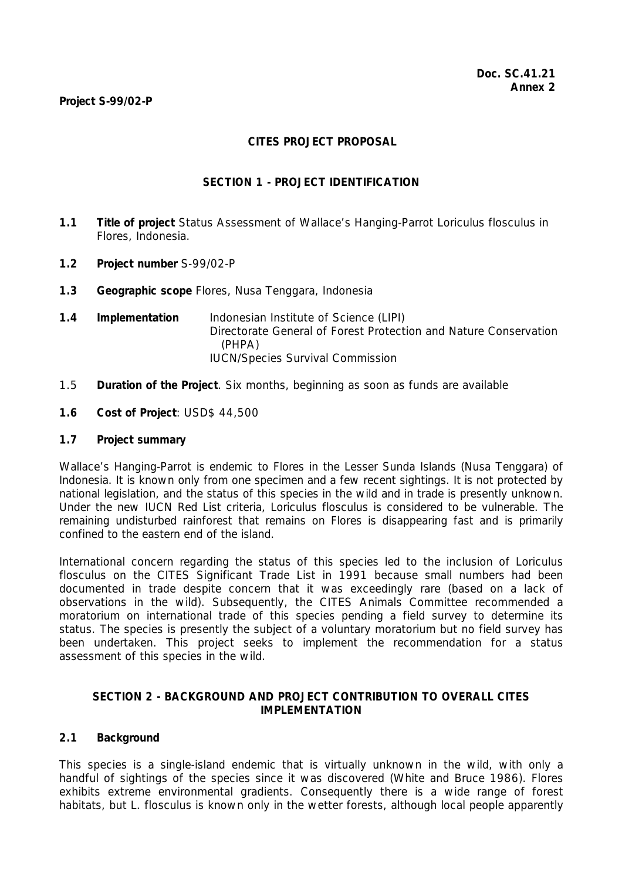**Doc. SC.41.21**
**Annex 2**

**Project S-99/02-P**

## CITES PROJECT PROPOSAL

### SECTION 1 - PROJECT IDENTIFICATION

**1.1 Title of project** Status Assessment of Wallace's Hanging-Parrot Loriculus flosculus in Flores, Indonesia.

**1.2 Project number** S-99/02-P

**1.3 Geographic scope** Flores, Nusa Tenggara, Indonesia

**1.4 Implementation** Indonesian Institute of Science (LIPI)
Directorate General of Forest Protection and Nature Conservation (PHPA)
IUCN/Species Survival Commission

1.5 **Duration of the Project**. Six months, beginning as soon as funds are available

**1.6 Cost of Project**: USD$ 44,500

**1.7 Project summary**

Wallace's Hanging-Parrot is endemic to Flores in the Lesser Sunda Islands (Nusa Tenggara) of Indonesia. It is known only from one specimen and a few recent sightings. It is not protected by national legislation, and the status of this species in the wild and in trade is presently unknown. Under the new IUCN Red List criteria, Loriculus flosculus is considered to be vulnerable. The remaining undisturbed rainforest that remains on Flores is disappearing fast and is primarily confined to the eastern end of the island.

International concern regarding the status of this species led to the inclusion of Loriculus flosculus on the CITES Significant Trade List in 1991 because small numbers had been documented in trade despite concern that it was exceedingly rare (based on a lack of observations in the wild). Subsequently, the CITES Animals Committee recommended a moratorium on international trade of this species pending a field survey to determine its status. The species is presently the subject of a voluntary moratorium but no field survey has been undertaken. This project seeks to implement the recommendation for a status assessment of this species in the wild.

### SECTION 2 - BACKGROUND AND PROJECT CONTRIBUTION TO OVERALL CITES IMPLEMENTATION

**2.1 Background**

This species is a single-island endemic that is virtually unknown in the wild, with only a handful of sightings of the species since it was discovered (White and Bruce 1986). Flores exhibits extreme environmental gradients. Consequently there is a wide range of forest habitats, but L. flosculus is known only in the wetter forests, although local people apparently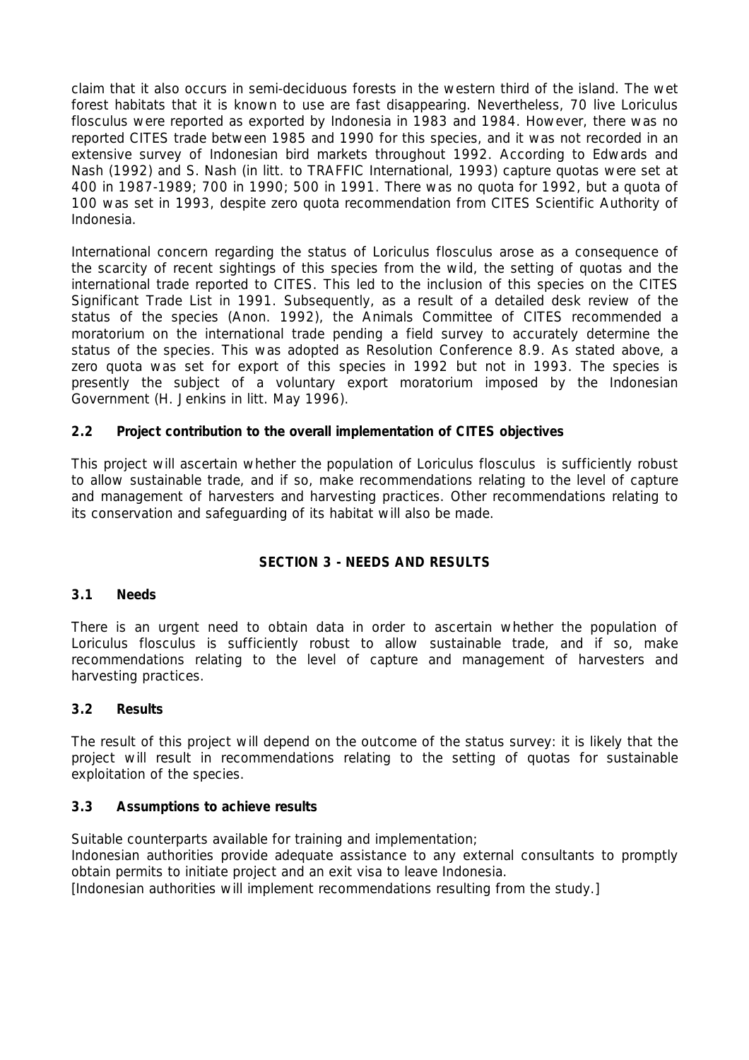claim that it also occurs in semi-deciduous forests in the western third of the island. The wet forest habitats that it is known to use are fast disappearing. Nevertheless, 70 live Loriculus flosculus were reported as exported by Indonesia in 1983 and 1984. However, there was no reported CITES trade between 1985 and 1990 for this species, and it was not recorded in an extensive survey of Indonesian bird markets throughout 1992. According to Edwards and Nash (1992) and S. Nash (in litt. to TRAFFIC International, 1993) capture quotas were set at 400 in 1987-1989; 700 in 1990; 500 in 1991. There was no quota for 1992, but a quota of 100 was set in 1993, despite zero quota recommendation from CITES Scientific Authority of Indonesia.

International concern regarding the status of Loriculus flosculus arose as a consequence of the scarcity of recent sightings of this species from the wild, the setting of quotas and the international trade reported to CITES. This led to the inclusion of this species on the CITES Significant Trade List in 1991. Subsequently, as a result of a detailed desk review of the status of the species (Anon. 1992), the Animals Committee of CITES recommended a moratorium on the international trade pending a field survey to accurately determine the status of the species. This was adopted as Resolution Conference 8.9. As stated above, a zero quota was set for export of this species in 1992 but not in 1993. The species is presently the subject of a voluntary export moratorium imposed by the Indonesian Government (H. Jenkins in litt. May 1996).

**2.2 Project contribution to the overall implementation of CITES objectives**

This project will ascertain whether the population of Loriculus flosculus is sufficiently robust to allow sustainable trade, and if so, make recommendations relating to the level of capture and management of harvesters and harvesting practices. Other recommendations relating to its conservation and safeguarding of its habitat will also be made.

## SECTION 3 - NEEDS AND RESULTS

**3.1 Needs**

There is an urgent need to obtain data in order to ascertain whether the population of Loriculus flosculus is sufficiently robust to allow sustainable trade, and if so, make recommendations relating to the level of capture and management of harvesters and harvesting practices.

**3.2 Results**

The result of this project will depend on the outcome of the status survey: it is likely that the project will result in recommendations relating to the setting of quotas for sustainable exploitation of the species.

**3.3 Assumptions to achieve results**

Suitable counterparts available for training and implementation;
Indonesian authorities provide adequate assistance to any external consultants to promptly obtain permits to initiate project and an exit visa to leave Indonesia.
[Indonesian authorities will implement recommendations resulting from the study.]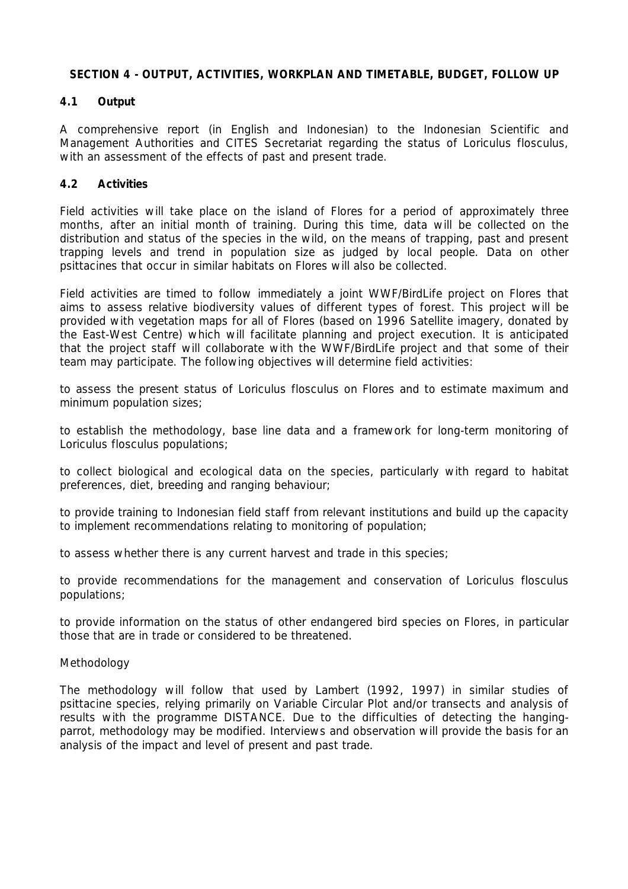**SECTION 4 - OUTPUT, ACTIVITIES, WORKPLAN AND TIMETABLE, BUDGET, FOLLOW UP**

**4.1 Output**

A comprehensive report (in English and Indonesian) to the Indonesian Scientific and Management Authorities and CITES Secretariat regarding the status of Loriculus flosculus, with an assessment of the effects of past and present trade.

**4.2 Activities**

Field activities will take place on the island of Flores for a period of approximately three months, after an initial month of training. During this time, data will be collected on the distribution and status of the species in the wild, on the means of trapping, past and present trapping levels and trend in population size as judged by local people. Data on other psittacines that occur in similar habitats on Flores will also be collected.

Field activities are timed to follow immediately a joint WWF/BirdLife project on Flores that aims to assess relative biodiversity values of different types of forest. This project will be provided with vegetation maps for all of Flores (based on 1996 Satellite imagery, donated by the East-West Centre) which will facilitate planning and project execution. It is anticipated that the project staff will collaborate with the WWF/BirdLife project and that some of their team may participate. The following objectives will determine field activities:

to assess the present status of Loriculus flosculus on Flores and to estimate maximum and minimum population sizes;

to establish the methodology, base line data and a framework for long-term monitoring of Loriculus flosculus populations;

to collect biological and ecological data on the species, particularly with regard to habitat preferences, diet, breeding and ranging behaviour;

to provide training to Indonesian field staff from relevant institutions and build up the capacity to implement recommendations relating to monitoring of population;

to assess whether there is any current harvest and trade in this species;

to provide recommendations for the management and conservation of Loriculus flosculus populations;

to provide information on the status of other endangered bird species on Flores, in particular those that are in trade or considered to be threatened.

Methodology

The methodology will follow that used by Lambert (1992, 1997) in similar studies of psittacine species, relying primarily on Variable Circular Plot and/or transects and analysis of results with the programme DISTANCE. Due to the difficulties of detecting the hanging-parrot, methodology may be modified. Interviews and observation will provide the basis for an analysis of the impact and level of present and past trade.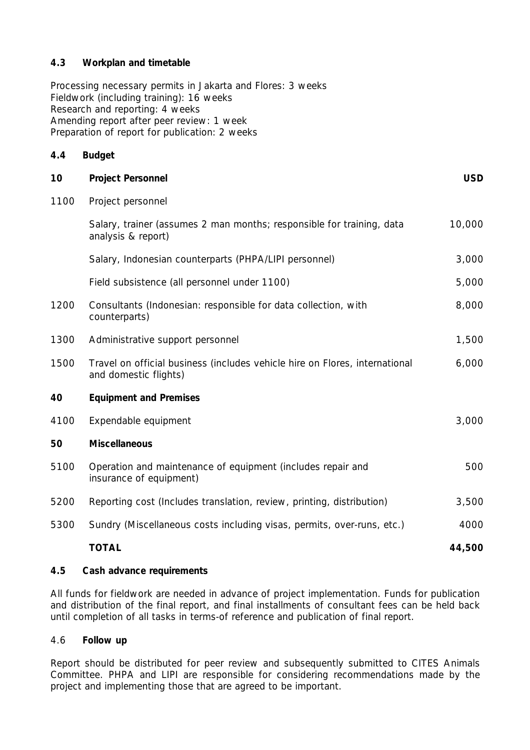### 4.3 Workplan and timetable

Processing necessary permits in Jakarta and Flores: 3 weeks
Fieldwork (including training): 16 weeks
Research and reporting: 4 weeks
Amending report after peer review: 1 week
Preparation of report for publication: 2 weeks

### 4.4 Budget

| | | |
|---|---|---|
| **10** | **Project Personnel** | **USD** |
| 1100 | Project personnel | |
| | Salary, trainer (assumes 2 man months; responsible for training, data analysis & report) | 10,000 |
| | Salary, Indonesian counterparts (PHPA/LIPI personnel) | 3,000 |
| | Field subsistence (all personnel under 1100) | 5,000 |
| 1200 | Consultants (Indonesian: responsible for data collection, with counterparts) | 8,000 |
| 1300 | Administrative support personnel | 1,500 |
| 1500 | Travel on official business (includes vehicle hire on Flores, international and domestic flights) | 6,000 |
| **40** | **Equipment and Premises** | |
| 4100 | Expendable equipment | 3,000 |
| **50** | **Miscellaneous** | |
| 5100 | Operation and maintenance of equipment (includes repair and insurance of equipment) | 500 |
| 5200 | Reporting cost (Includes translation, review, printing, distribution) | 3,500 |
| 5300 | Sundry (Miscellaneous costs including visas, permits, over-runs, etc.) | 4000 |
| | **TOTAL** | **44,500** |

### 4.5 Cash advance requirements

All funds for fieldwork are needed in advance of project implementation. Funds for publication and distribution of the final report, and final installments of consultant fees can be held back until completion of all tasks in terms-of reference and publication of final report.

### 4.6 Follow up

Report should be distributed for peer review and subsequently submitted to CITES Animals Committee. PHPA and LIPI are responsible for considering recommendations made by the project and implementing those that are agreed to be important.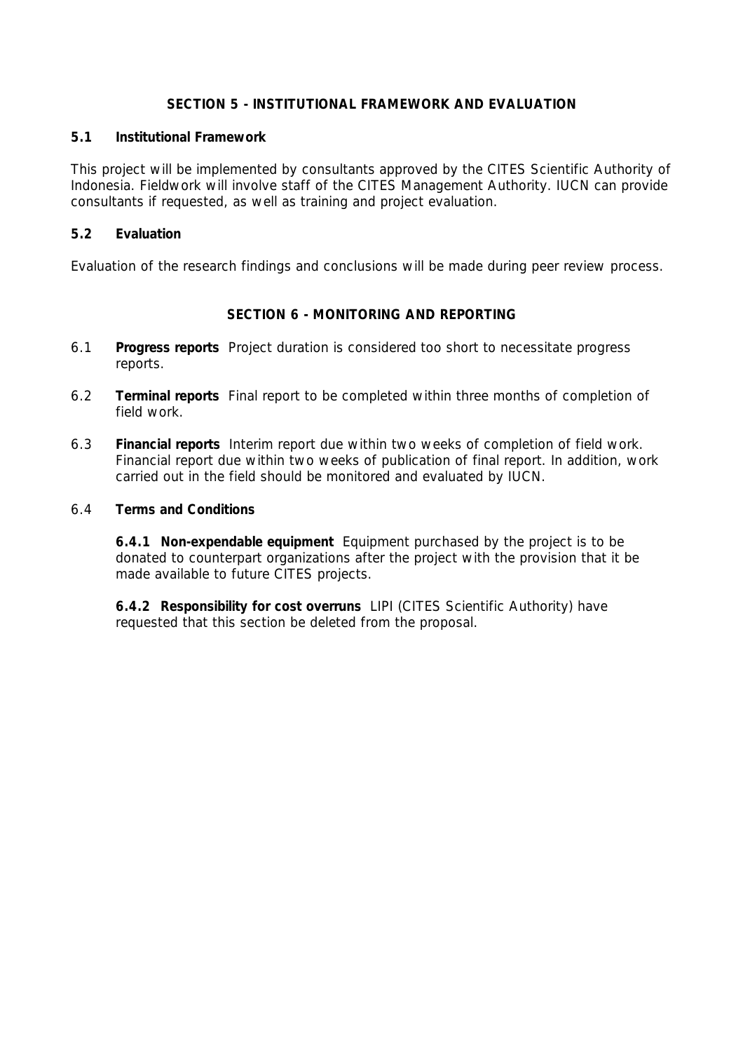## SECTION 5 - INSTITUTIONAL FRAMEWORK AND EVALUATION

### 5.1 Institutional Framework

This project will be implemented by consultants approved by the CITES Scientific Authority of Indonesia. Fieldwork will involve staff of the CITES Management Authority. IUCN can provide consultants if requested, as well as training and project evaluation.

### 5.2 Evaluation

Evaluation of the research findings and conclusions will be made during peer review process.

## SECTION 6 - MONITORING AND REPORTING

6.1 **Progress reports** Project duration is considered too short to necessitate progress reports.

6.2 **Terminal reports** Final report to be completed within three months of completion of field work.

6.3 **Financial reports** Interim report due within two weeks of completion of field work. Financial report due within two weeks of publication of final report. In addition, work carried out in the field should be monitored and evaluated by IUCN.

6.4 **Terms and Conditions**

**6.4.1 Non-expendable equipment** Equipment purchased by the project is to be donated to counterpart organizations after the project with the provision that it be made available to future CITES projects.

**6.4.2 Responsibility for cost overruns** LIPI (CITES Scientific Authority) have requested that this section be deleted from the proposal.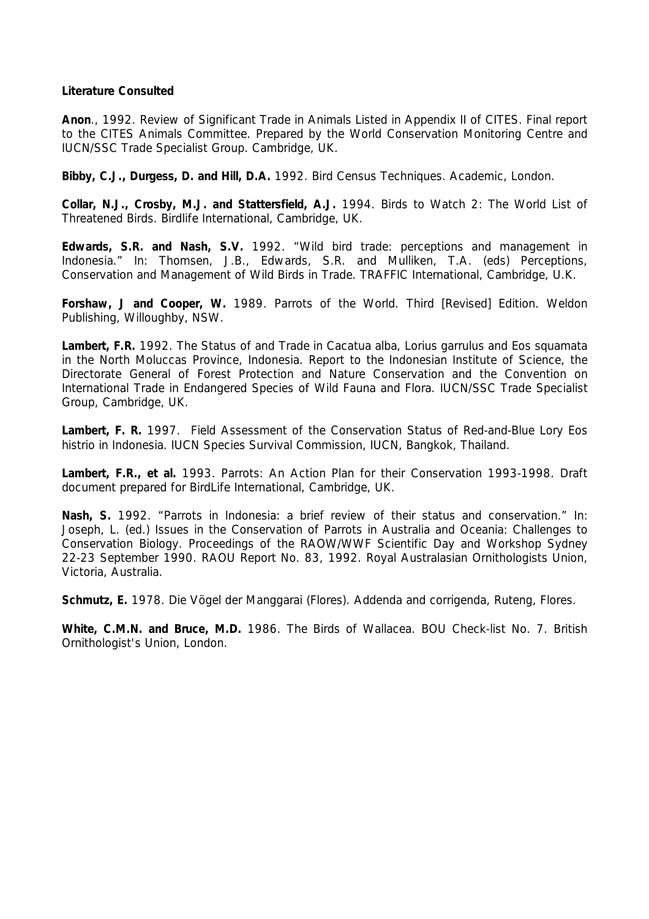**Literature Consulted**

**Anon**., 1992. Review of Significant Trade in Animals Listed in Appendix II of CITES. Final report to the CITES Animals Committee. Prepared by the World Conservation Monitoring Centre and IUCN/SSC Trade Specialist Group. Cambridge, UK.

**Bibby, C.J., Durgess, D. and Hill, D.A.** 1992. Bird Census Techniques. Academic, London.

**Collar, N.J., Crosby, M.J. and Stattersfield, A.J.** 1994. Birds to Watch 2: The World List of Threatened Birds. Birdlife International, Cambridge, UK.

**Edwards, S.R. and Nash, S.V.** 1992. "Wild bird trade: perceptions and management in Indonesia." In: Thomsen, J.B., Edwards, S.R. and Mulliken, T.A. (eds) Perceptions, Conservation and Management of Wild Birds in Trade. TRAFFIC International, Cambridge, U.K.

**Forshaw, J and Cooper, W.** 1989. Parrots of the World. Third [Revised] Edition. Weldon Publishing, Willoughby, NSW.

**Lambert, F.R.** 1992. The Status of and Trade in Cacatua alba, Lorius garrulus and Eos squamata in the North Moluccas Province, Indonesia. Report to the Indonesian Institute of Science, the Directorate General of Forest Protection and Nature Conservation and the Convention on International Trade in Endangered Species of Wild Fauna and Flora. IUCN/SSC Trade Specialist Group, Cambridge, UK.

**Lambert, F. R.** 1997. Field Assessment of the Conservation Status of Red-and-Blue Lory Eos histrio in Indonesia. IUCN Species Survival Commission, IUCN, Bangkok, Thailand.

**Lambert, F.R., et al.** 1993. Parrots: An Action Plan for their Conservation 1993-1998. Draft document prepared for BirdLife International, Cambridge, UK.

**Nash, S.** 1992. "Parrots in Indonesia: a brief review of their status and conservation." In: Joseph, L. (ed.) Issues in the Conservation of Parrots in Australia and Oceania: Challenges to Conservation Biology. Proceedings of the RAOW/WWF Scientific Day and Workshop Sydney 22-23 September 1990. RAOU Report No. 83, 1992. Royal Australasian Ornithologists Union, Victoria, Australia.

**Schmutz, E.** 1978. Die Vögel der Manggarai (Flores). Addenda and corrigenda, Ruteng, Flores.

**White, C.M.N. and Bruce, M.D.** 1986. The Birds of Wallacea. BOU Check-list No. 7. British Ornithologist's Union, London.